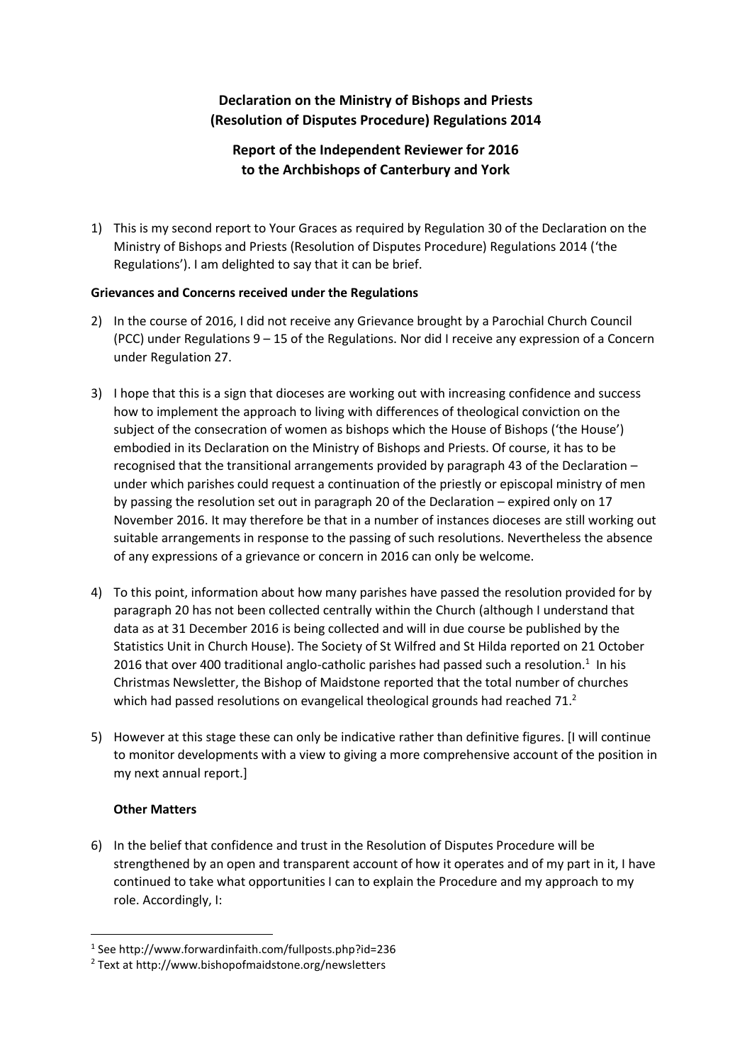# Declaration on the Ministry of Bishops and Priests (Resolution of Disputes Procedure) Regulations 2014

## Report of the Independent Reviewer for 2016 to the Archbishops of Canterbury and York

1) This is my second report to Your Graces as required by Regulation 30 of the Declaration on the Ministry of Bishops and Priests (Resolution of Disputes Procedure) Regulations 2014 ('the Regulations'). I am delighted to say that it can be brief.

### Grievances and Concerns received under the Regulations

2) In the course of 2016, I did not receive any Grievance brought by a Parochial Church Council (PCC) under Regulations 9 – 15 of the Regulations. Nor did I receive any expression of a Concern under Regulation 27.

3) I hope that this is a sign that dioceses are working out with increasing confidence and success how to implement the approach to living with differences of theological conviction on the subject of the consecration of women as bishops which the House of Bishops ('the House') embodied in its Declaration on the Ministry of Bishops and Priests. Of course, it has to be recognised that the transitional arrangements provided by paragraph 43 of the Declaration – under which parishes could request a continuation of the priestly or episcopal ministry of men by passing the resolution set out in paragraph 20 of the Declaration – expired only on 17 November 2016. It may therefore be that in a number of instances dioceses are still working out suitable arrangements in response to the passing of such resolutions. Nevertheless the absence of any expressions of a grievance or concern in 2016 can only be welcome.

4) To this point, information about how many parishes have passed the resolution provided for by paragraph 20 has not been collected centrally within the Church (although I understand that data as at 31 December 2016 is being collected and will in due course be published by the Statistics Unit in Church House). The Society of St Wilfred and St Hilda reported on 21 October 2016 that over 400 traditional anglo-catholic parishes had passed such a resolution.[1] In his Christmas Newsletter, the Bishop of Maidstone reported that the total number of churches which had passed resolutions on evangelical theological grounds had reached 71.[2]

5) However at this stage these can only be indicative rather than definitive figures. [I will continue to monitor developments with a view to giving a more comprehensive account of the position in my next annual report.]

### Other Matters

6) In the belief that confidence and trust in the Resolution of Disputes Procedure will be strengthened by an open and transparent account of how it operates and of my part in it, I have continued to take what opportunities I can to explain the Procedure and my approach to my role. Accordingly, I:

---

[1] See http://www.forwardinfaith.com/fullposts.php?id=236

[2] Text at http://www.bishopofmaidstone.org/newsletters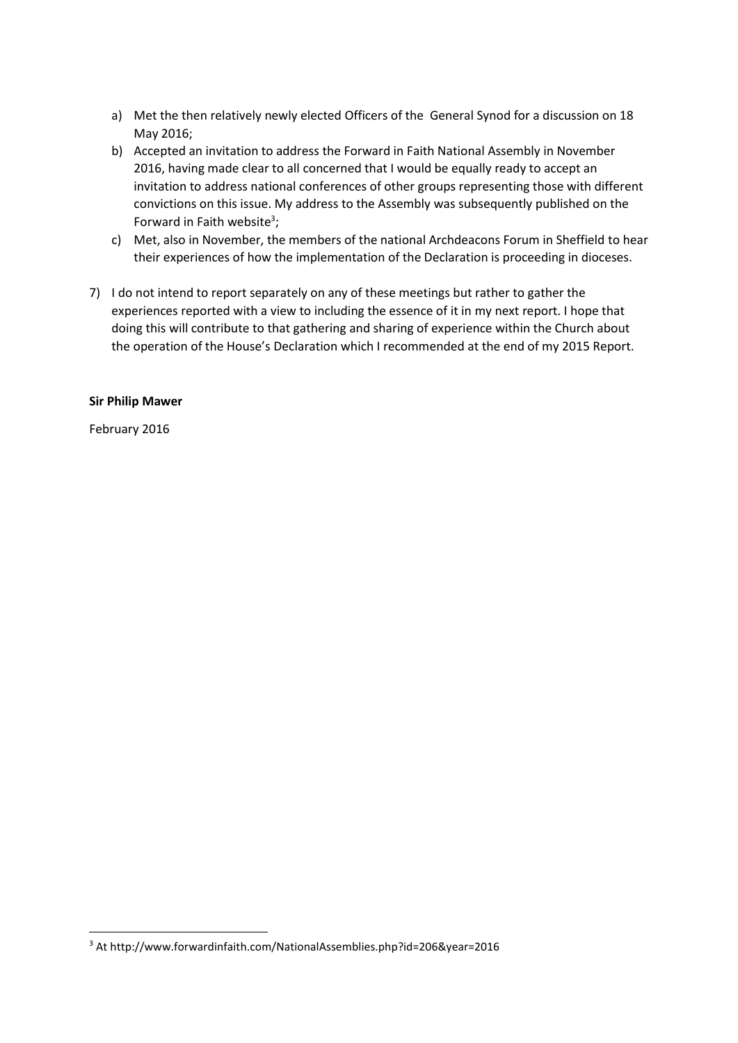a) Met the then relatively newly elected Officers of the General Synod for a discussion on 18 May 2016;
b) Accepted an invitation to address the Forward in Faith National Assembly in November 2016, having made clear to all concerned that I would be equally ready to accept an invitation to address national conferences of other groups representing those with different convictions on this issue. My address to the Assembly was subsequently published on the Forward in Faith website[3];
c) Met, also in November, the members of the national Archdeacons Forum in Sheffield to hear their experiences of how the implementation of the Declaration is proceeding in dioceses.

7) I do not intend to report separately on any of these meetings but rather to gather the experiences reported with a view to including the essence of it in my next report. I hope that doing this will contribute to that gathering and sharing of experience within the Church about the operation of the House's Declaration which I recommended at the end of my 2015 Report.

**Sir Philip Mawer**

February 2016

---

[3] At http://www.forwardinfaith.com/NationalAssemblies.php?id=206&year=2016